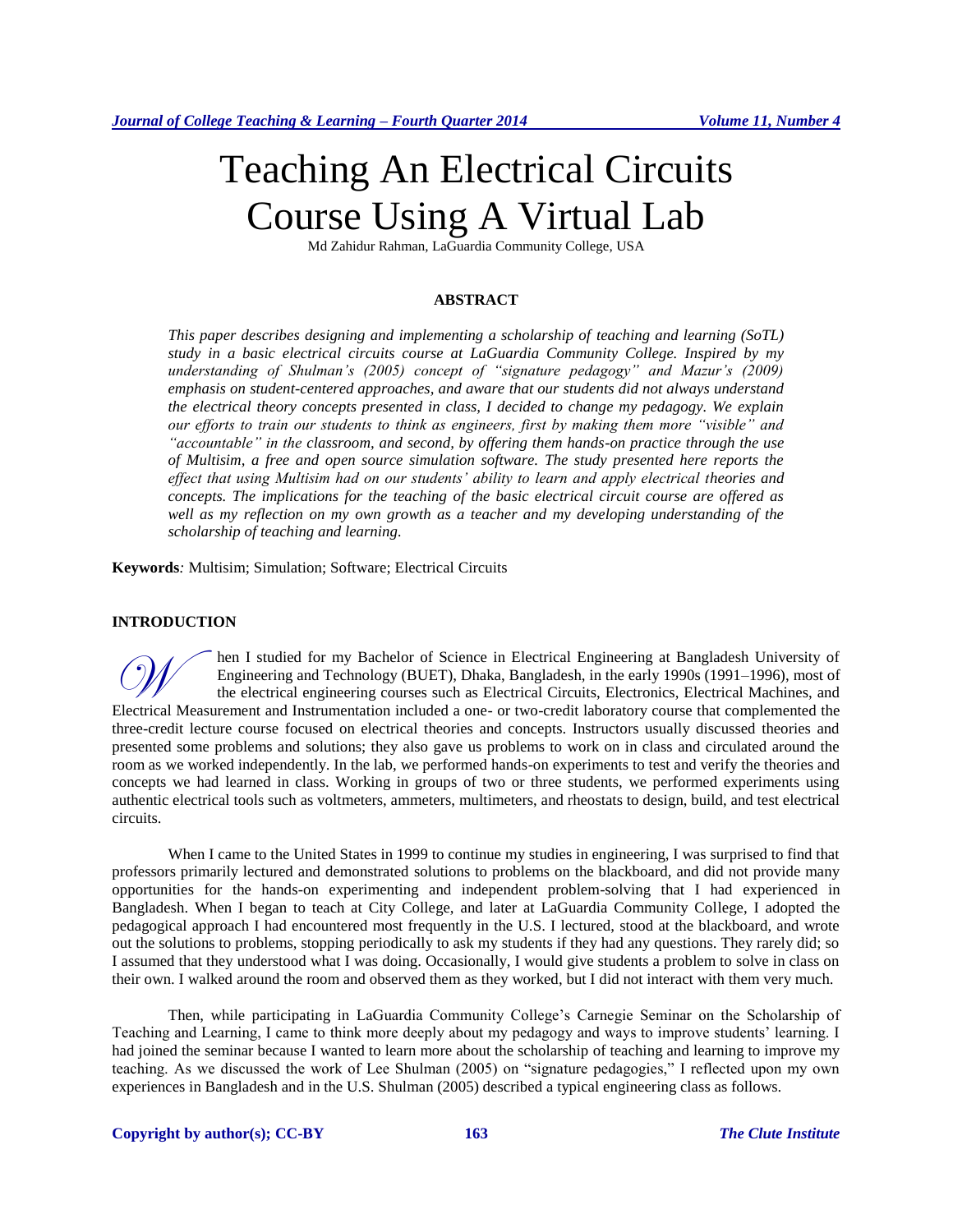# Teaching An Electrical Circuits Course Using A Virtual Lab

Md Zahidur Rahman, LaGuardia Community College, USA

## ABSTRACT

*This paper describes designing and implementing a scholarship of teaching and learning (SoTL) study in a basic electrical circuits course at LaGuardia Community College. Inspired by my understanding of Shulman's (2005) concept of "signature pedagogy" and Mazur's (2009) emphasis on student-centered approaches, and aware that our students did not always understand the electrical theory concepts presented in class, I decided to change my pedagogy. We explain our efforts to train our students to think as engineers, first by making them more "visible" and "accountable" in the classroom, and second, by offering them hands-on practice through the use of Multisim, a free and open source simulation software. The study presented here reports the effect that using Multisim had on our students' ability to learn and apply electrical theories and concepts. The implications for the teaching of the basic electrical circuit course are offered as well as my reflection on my own growth as a teacher and my developing understanding of the scholarship of teaching and learning.*

**Keywords***:* Multisim; Simulation; Software; Electrical Circuits

## INTRODUCTION

When I studied for my Bachelor of Science in Electrical Engineering at Bangladesh University of Engineering and Technology (BUET), Dhaka, Bangladesh, in the early 1990s (1991–1996), most of the electrical engineering courses such as Electrical Circuits, Electronics, Electrical Machines, and Electrical Measurement and Instrumentation included a one- or two-credit laboratory course that complemented the three-credit lecture course focused on electrical theories and concepts. Instructors usually discussed theories and presented some problems and solutions; they also gave us problems to work on in class and circulated around the room as we worked independently. In the lab, we performed hands-on experiments to test and verify the theories and concepts we had learned in class. Working in groups of two or three students, we performed experiments using authentic electrical tools such as voltmeters, ammeters, multimeters, and rheostats to design, build, and test electrical circuits.

When I came to the United States in 1999 to continue my studies in engineering, I was surprised to find that professors primarily lectured and demonstrated solutions to problems on the blackboard, and did not provide many opportunities for the hands-on experimenting and independent problem-solving that I had experienced in Bangladesh. When I began to teach at City College, and later at LaGuardia Community College, I adopted the pedagogical approach I had encountered most frequently in the U.S. I lectured, stood at the blackboard, and wrote out the solutions to problems, stopping periodically to ask my students if they had any questions. They rarely did; so I assumed that they understood what I was doing. Occasionally, I would give students a problem to solve in class on their own. I walked around the room and observed them as they worked, but I did not interact with them very much.

Then, while participating in LaGuardia Community College's Carnegie Seminar on the Scholarship of Teaching and Learning, I came to think more deeply about my pedagogy and ways to improve students' learning. I had joined the seminar because I wanted to learn more about the scholarship of teaching and learning to improve my teaching. As we discussed the work of Lee Shulman (2005) on "signature pedagogies," I reflected upon my own experiences in Bangladesh and in the U.S. Shulman (2005) described a typical engineering class as follows.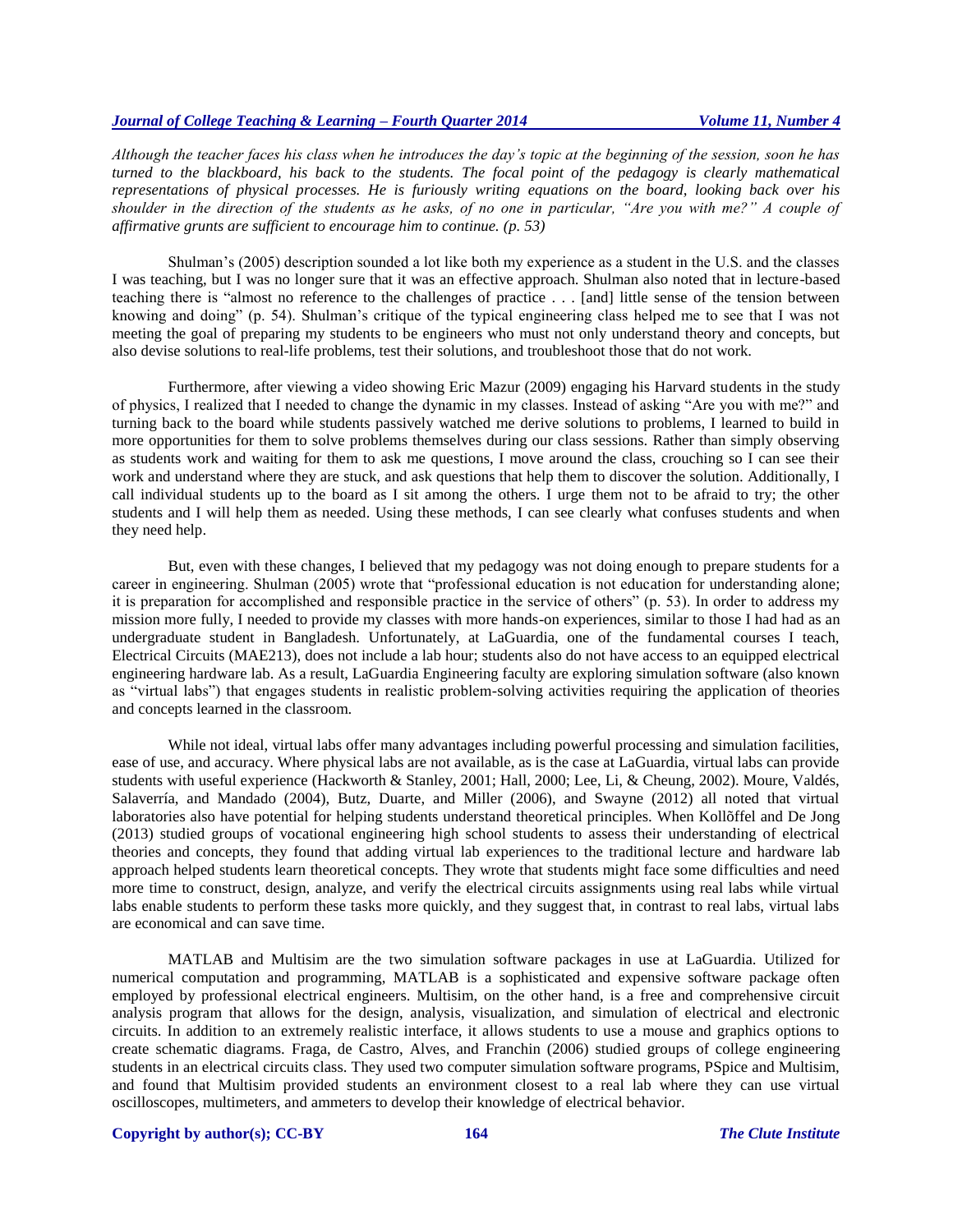*Although the teacher faces his class when he introduces the day's topic at the beginning of the session, soon he has turned to the blackboard, his back to the students. The focal point of the pedagogy is clearly mathematical representations of physical processes. He is furiously writing equations on the board, looking back over his shoulder in the direction of the students as he asks, of no one in particular, "Are you with me?" A couple of affirmative grunts are sufficient to encourage him to continue. (p. 53)*

Shulman's (2005) description sounded a lot like both my experience as a student in the U.S. and the classes I was teaching, but I was no longer sure that it was an effective approach. Shulman also noted that in lecture-based teaching there is "almost no reference to the challenges of practice . . . [and] little sense of the tension between knowing and doing" (p. 54). Shulman's critique of the typical engineering class helped me to see that I was not meeting the goal of preparing my students to be engineers who must not only understand theory and concepts, but also devise solutions to real-life problems, test their solutions, and troubleshoot those that do not work.

Furthermore, after viewing a video showing Eric Mazur (2009) engaging his Harvard students in the study of physics, I realized that I needed to change the dynamic in my classes. Instead of asking "Are you with me?" and turning back to the board while students passively watched me derive solutions to problems, I learned to build in more opportunities for them to solve problems themselves during our class sessions. Rather than simply observing as students work and waiting for them to ask me questions, I move around the class, crouching so I can see their work and understand where they are stuck, and ask questions that help them to discover the solution. Additionally, I call individual students up to the board as I sit among the others. I urge them not to be afraid to try; the other students and I will help them as needed. Using these methods, I can see clearly what confuses students and when they need help.

But, even with these changes, I believed that my pedagogy was not doing enough to prepare students for a career in engineering. Shulman (2005) wrote that "professional education is not education for understanding alone; it is preparation for accomplished and responsible practice in the service of others" (p. 53). In order to address my mission more fully, I needed to provide my classes with more hands-on experiences, similar to those I had had as an undergraduate student in Bangladesh. Unfortunately, at LaGuardia, one of the fundamental courses I teach, Electrical Circuits (MAE213), does not include a lab hour; students also do not have access to an equipped electrical engineering hardware lab. As a result, LaGuardia Engineering faculty are exploring simulation software (also known as "virtual labs") that engages students in realistic problem-solving activities requiring the application of theories and concepts learned in the classroom.

While not ideal, virtual labs offer many advantages including powerful processing and simulation facilities, ease of use, and accuracy. Where physical labs are not available, as is the case at LaGuardia, virtual labs can provide students with useful experience (Hackworth & Stanley, 2001; Hall, 2000; Lee, Li, & Cheung, 2002). Moure, Valdés, Salaverría, and Mandado (2004), Butz, Duarte, and Miller (2006), and Swayne (2012) all noted that virtual laboratories also have potential for helping students understand theoretical principles. When Kollõffel and De Jong (2013) studied groups of vocational engineering high school students to assess their understanding of electrical theories and concepts, they found that adding virtual lab experiences to the traditional lecture and hardware lab approach helped students learn theoretical concepts. They wrote that students might face some difficulties and need more time to construct, design, analyze, and verify the electrical circuits assignments using real labs while virtual labs enable students to perform these tasks more quickly, and they suggest that, in contrast to real labs, virtual labs are economical and can save time.

MATLAB and Multisim are the two simulation software packages in use at LaGuardia. Utilized for numerical computation and programming, MATLAB is a sophisticated and expensive software package often employed by professional electrical engineers. Multisim, on the other hand, is a free and comprehensive circuit analysis program that allows for the design, analysis, visualization, and simulation of electrical and electronic circuits. In addition to an extremely realistic interface, it allows students to use a mouse and graphics options to create schematic diagrams. Fraga, de Castro, Alves, and Franchin (2006) studied groups of college engineering students in an electrical circuits class. They used two computer simulation software programs, PSpice and Multisim, and found that Multisim provided students an environment closest to a real lab where they can use virtual oscilloscopes, multimeters, and ammeters to develop their knowledge of electrical behavior.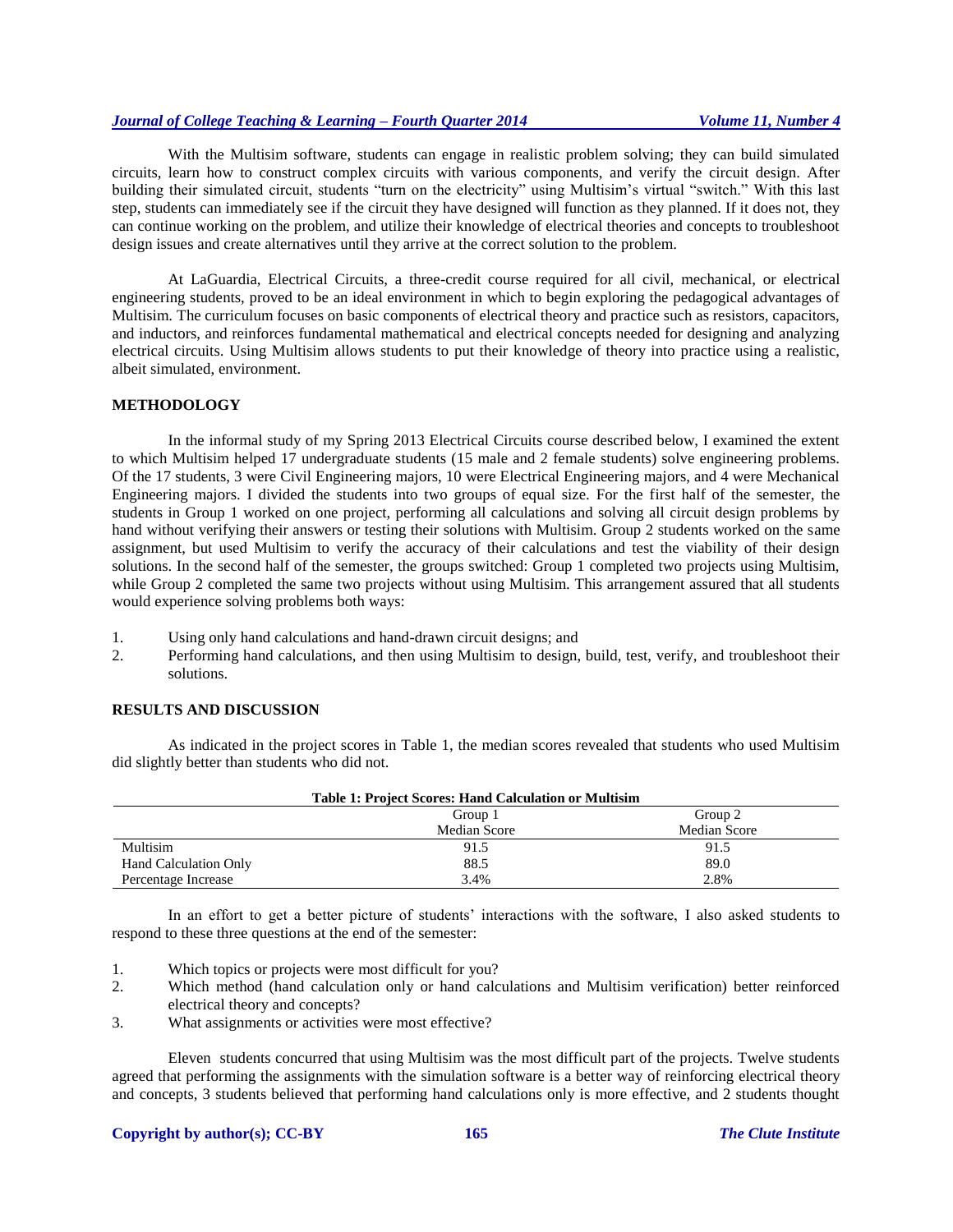With the Multisim software, students can engage in realistic problem solving; they can build simulated circuits, learn how to construct complex circuits with various components, and verify the circuit design. After building their simulated circuit, students "turn on the electricity" using Multisim's virtual "switch." With this last step, students can immediately see if the circuit they have designed will function as they planned. If it does not, they can continue working on the problem, and utilize their knowledge of electrical theories and concepts to troubleshoot design issues and create alternatives until they arrive at the correct solution to the problem.

At LaGuardia, Electrical Circuits, a three-credit course required for all civil, mechanical, or electrical engineering students, proved to be an ideal environment in which to begin exploring the pedagogical advantages of Multisim. The curriculum focuses on basic components of electrical theory and practice such as resistors, capacitors, and inductors, and reinforces fundamental mathematical and electrical concepts needed for designing and analyzing electrical circuits. Using Multisim allows students to put their knowledge of theory into practice using a realistic, albeit simulated, environment.

## METHODOLOGY

In the informal study of my Spring 2013 Electrical Circuits course described below, I examined the extent to which Multisim helped 17 undergraduate students (15 male and 2 female students) solve engineering problems. Of the 17 students, 3 were Civil Engineering majors, 10 were Electrical Engineering majors, and 4 were Mechanical Engineering majors. I divided the students into two groups of equal size. For the first half of the semester, the students in Group 1 worked on one project, performing all calculations and solving all circuit design problems by hand without verifying their answers or testing their solutions with Multisim. Group 2 students worked on the same assignment, but used Multisim to verify the accuracy of their calculations and test the viability of their design solutions. In the second half of the semester, the groups switched: Group 1 completed two projects using Multisim, while Group 2 completed the same two projects without using Multisim. This arrangement assured that all students would experience solving problems both ways:

1. Using only hand calculations and hand-drawn circuit designs; and
2. Performing hand calculations, and then using Multisim to design, build, test, verify, and troubleshoot their solutions.

## RESULTS AND DISCUSSION

As indicated in the project scores in Table 1, the median scores revealed that students who used Multisim did slightly better than students who did not.

**Table 1: Project Scores: Hand Calculation or Multisim**

| | Group 1<br>Median Score | Group 2<br>Median Score |
|---|---|---|
| Multisim | 91.5 | 91.5 |
| Hand Calculation Only | 88.5 | 89.0 |
| Percentage Increase | 3.4% | 2.8% |

In an effort to get a better picture of students' interactions with the software, I also asked students to respond to these three questions at the end of the semester:

1. Which topics or projects were most difficult for you?
2. Which method (hand calculation only or hand calculations and Multisim verification) better reinforced electrical theory and concepts?
3. What assignments or activities were most effective?

Eleven students concurred that using Multisim was the most difficult part of the projects. Twelve students agreed that performing the assignments with the simulation software is a better way of reinforcing electrical theory and concepts, 3 students believed that performing hand calculations only is more effective, and 2 students thought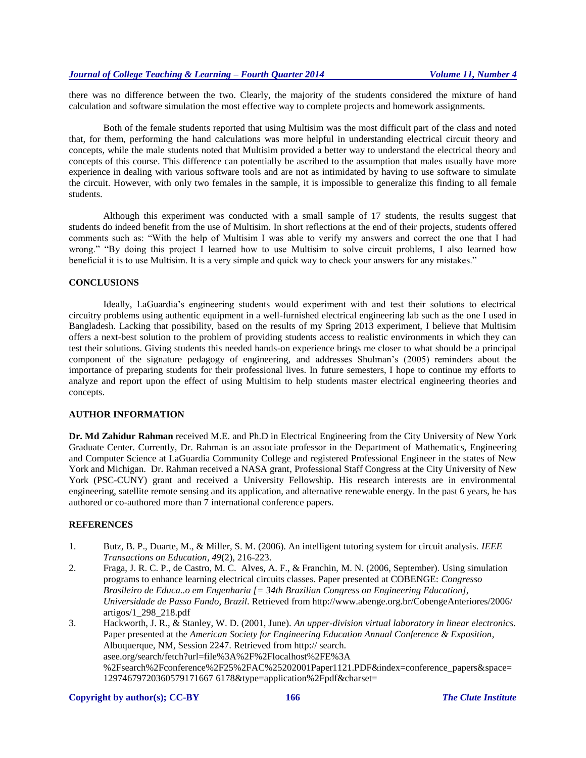there was no difference between the two. Clearly, the majority of the students considered the mixture of hand calculation and software simulation the most effective way to complete projects and homework assignments.

Both of the female students reported that using Multisim was the most difficult part of the class and noted that, for them, performing the hand calculations was more helpful in understanding electrical circuit theory and concepts, while the male students noted that Multisim provided a better way to understand the electrical theory and concepts of this course. This difference can potentially be ascribed to the assumption that males usually have more experience in dealing with various software tools and are not as intimidated by having to use software to simulate the circuit. However, with only two females in the sample, it is impossible to generalize this finding to all female students.

Although this experiment was conducted with a small sample of 17 students, the results suggest that students do indeed benefit from the use of Multisim. In short reflections at the end of their projects, students offered comments such as: "With the help of Multisim I was able to verify my answers and correct the one that I had wrong." "By doing this project I learned how to use Multisim to solve circuit problems, I also learned how beneficial it is to use Multisim. It is a very simple and quick way to check your answers for any mistakes."

## CONCLUSIONS

Ideally, LaGuardia's engineering students would experiment with and test their solutions to electrical circuitry problems using authentic equipment in a well-furnished electrical engineering lab such as the one I used in Bangladesh. Lacking that possibility, based on the results of my Spring 2013 experiment, I believe that Multisim offers a next-best solution to the problem of providing students access to realistic environments in which they can test their solutions. Giving students this needed hands-on experience brings me closer to what should be a principal component of the signature pedagogy of engineering, and addresses Shulman's (2005) reminders about the importance of preparing students for their professional lives. In future semesters, I hope to continue my efforts to analyze and report upon the effect of using Multisim to help students master electrical engineering theories and concepts.

## AUTHOR INFORMATION

**Dr. Md Zahidur Rahman** received M.E. and Ph.D in Electrical Engineering from the City University of New York Graduate Center. Currently, Dr. Rahman is an associate professor in the Department of Mathematics, Engineering and Computer Science at LaGuardia Community College and registered Professional Engineer in the states of New York and Michigan. Dr. Rahman received a NASA grant, Professional Staff Congress at the City University of New York (PSC-CUNY) grant and received a University Fellowship. His research interests are in environmental engineering, satellite remote sensing and its application, and alternative renewable energy. In the past 6 years, he has authored or co-authored more than 7 international conference papers.

## REFERENCES

1. Butz, B. P., Duarte, M., & Miller, S. M. (2006). An intelligent tutoring system for circuit analysis. *IEEE Transactions on Education*, *49*(2), 216-223.
2. Fraga, J. R. C. P., de Castro, M. C. Alves, A. F., & Franchin, M. N. (2006, September). Using simulation programs to enhance learning electrical circuits classes. Paper presented at COBENGE: *Congresso Brasileiro de Educa..o em Engenharia [= 34th Brazilian Congress on Engineering Education], Universidade de Passo Fundo, Brazil*. Retrieved from http://www.abenge.org.br/CobengeAnteriores/2006/artigos/1_298_218.pdf
3. Hackworth, J. R., & Stanley, W. D. (2001, June). *An upper-division virtual laboratory in linear electronics.* Paper presented at the *American Society for Engineering Education Annual Conference & Exposition*, Albuquerque, NM, Session 2247. Retrieved from http:// search. asee.org/search/fetch?url=file%3A%2F%2Flocalhost%2FE%3A%2Fsearch%2Fconference%2F25%2FAC%25202001Paper1121.PDF&index=conference_papers&space=129746797203605791716676178&type=application%2Fpdf&charset=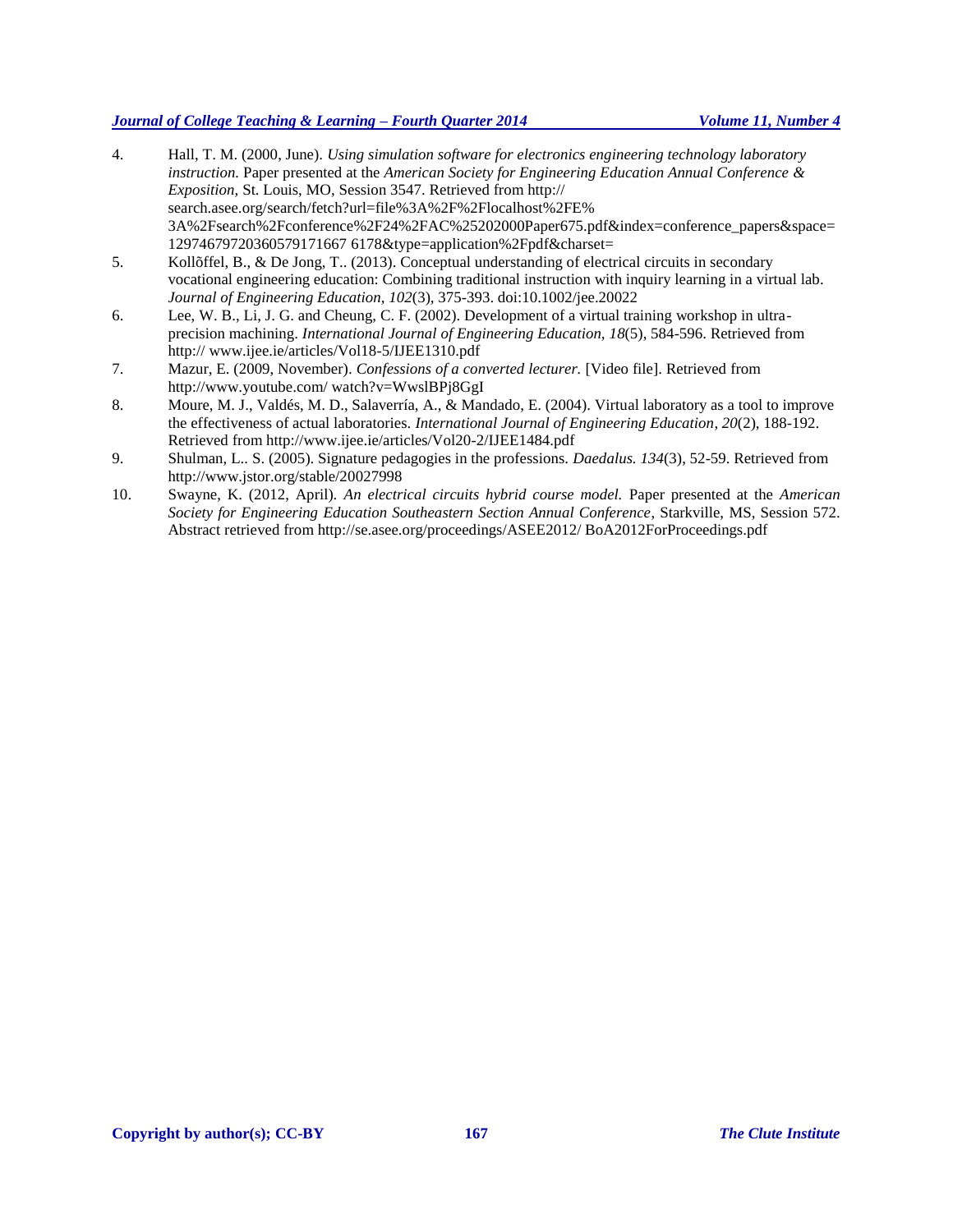4. Hall, T. M. (2000, June). *Using simulation software for electronics engineering technology laboratory instruction.* Paper presented at the *American Society for Engineering Education Annual Conference & Exposition,* St. Louis, MO, Session 3547. Retrieved from http:// search.asee.org/search/fetch?url=file%3A%2F%2Flocalhost%2FE% 3A%2Fsearch%2Fconference%2F24%2FAC%25202000Paper675.pdf&index=conference_papers&space= 129746797203605791716676178&type=application%2Fpdf&charset=
5. Kollõffel, B., & De Jong, T.. (2013). Conceptual understanding of electrical circuits in secondary vocational engineering education: Combining traditional instruction with inquiry learning in a virtual lab. *Journal of Engineering Education, 102*(3), 375-393. doi:10.1002/jee.20022
6. Lee, W. B., Li, J. G. and Cheung, C. F. (2002). Development of a virtual training workshop in ultra-precision machining. *International Journal of Engineering Education, 18*(5), 584-596. Retrieved from http:// www.ijee.ie/articles/Vol18-5/IJEE1310.pdf
7. Mazur, E. (2009, November). *Confessions of a converted lecturer.* [Video file]. Retrieved from http://www.youtube.com/ watch?v=WwslBPj8GgI
8. Moure, M. J., Valdés, M. D., Salaverría, A., & Mandado, E. (2004). Virtual laboratory as a tool to improve the effectiveness of actual laboratories. *International Journal of Engineering Education*, *20*(2), 188-192. Retrieved from http://www.ijee.ie/articles/Vol20-2/IJEE1484.pdf
9. Shulman, L.. S. (2005). Signature pedagogies in the professions. *Daedalus. 134*(3), 52-59. Retrieved from http://www.jstor.org/stable/20027998
10. Swayne, K. (2012, April). *An electrical circuits hybrid course model.* Paper presented at the *American Society for Engineering Education Southeastern Section Annual Conference*, Starkville, MS, Session 572. Abstract retrieved from http://se.asee.org/proceedings/ASEE2012/ BoA2012ForProceedings.pdf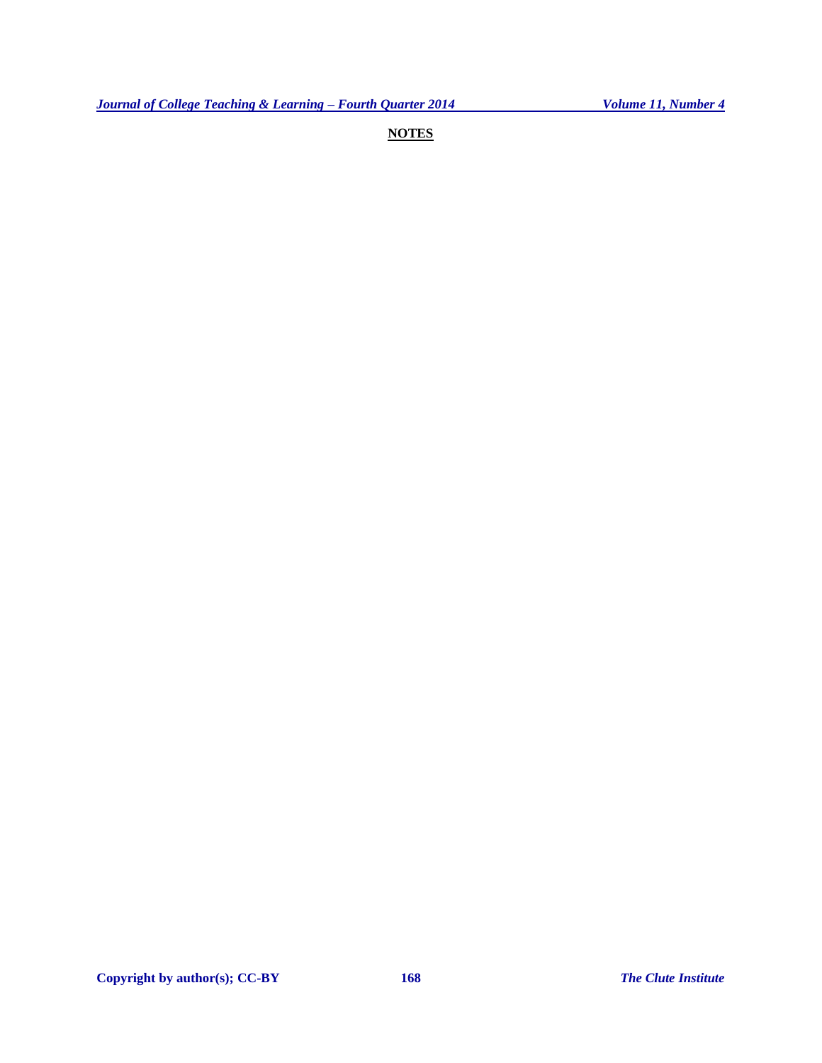**NOTES**